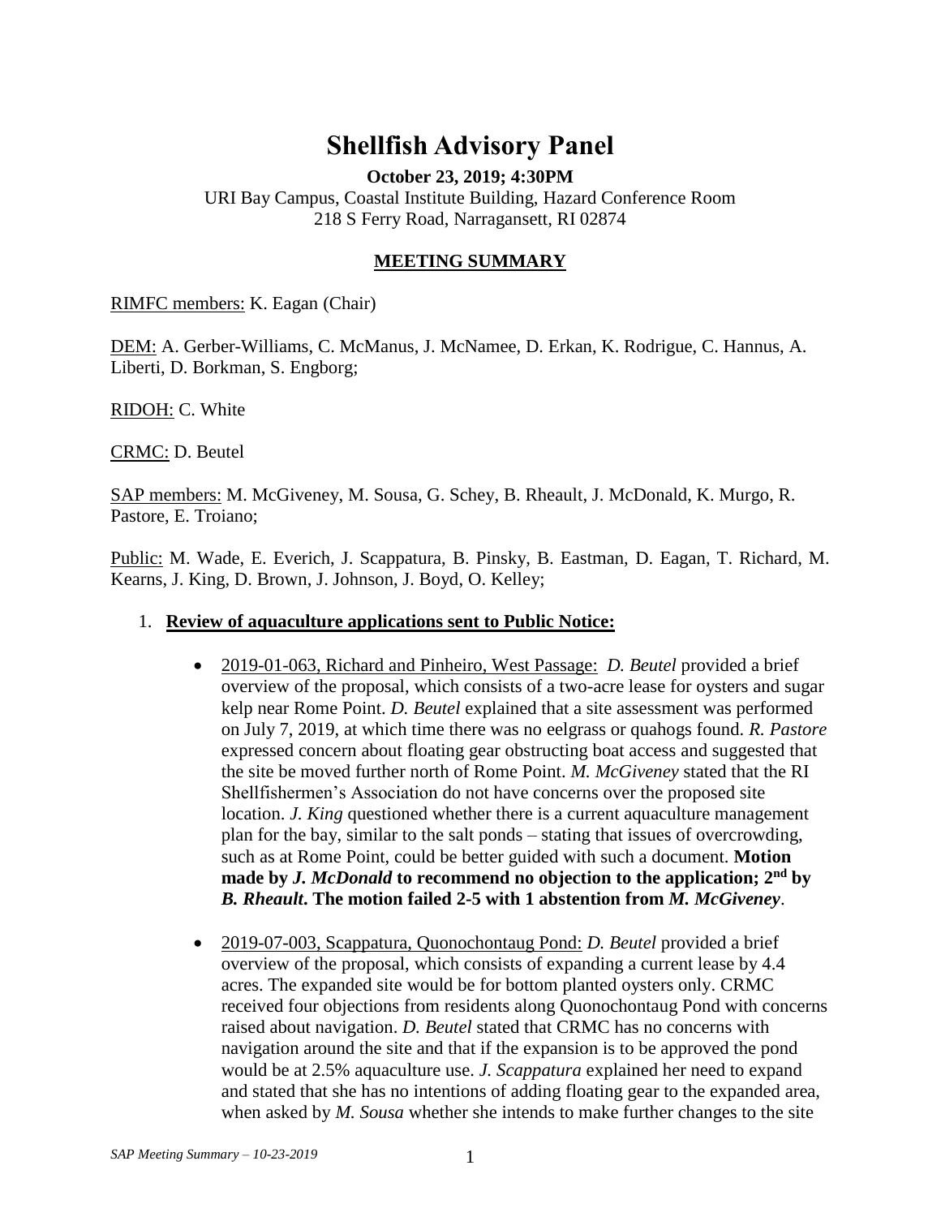# Shellfish Advisory Panel

**October 23, 2019; 4:30PM**

URI Bay Campus, Coastal Institute Building, Hazard Conference Room
218 S Ferry Road, Narragansett, RI 02874

## MEETING SUMMARY

RIMFC members: K. Eagan (Chair)

DEM: A. Gerber-Williams, C. McManus, J. McNamee, D. Erkan, K. Rodrigue, C. Hannus, A. Liberti, D. Borkman, S. Engborg;

RIDOH: C. White

CRMC: D. Beutel

SAP members: M. McGiveney, M. Sousa, G. Schey, B. Rheault, J. McDonald, K. Murgo, R. Pastore, E. Troiano;

Public: M. Wade, E. Everich, J. Scappatura, B. Pinsky, B. Eastman, D. Eagan, T. Richard, M. Kearns, J. King, D. Brown, J. Johnson, J. Boyd, O. Kelley;

1. **Review of aquaculture applications sent to Public Notice:**

   - 2019-01-063, Richard and Pinheiro, West Passage: *D. Beutel* provided a brief overview of the proposal, which consists of a two-acre lease for oysters and sugar kelp near Rome Point. *D. Beutel* explained that a site assessment was performed on July 7, 2019, at which time there was no eelgrass or quahogs found. *R. Pastore* expressed concern about floating gear obstructing boat access and suggested that the site be moved further north of Rome Point. *M. McGiveney* stated that the RI Shellfishermen's Association do not have concerns over the proposed site location. *J. King* questioned whether there is a current aquaculture management plan for the bay, similar to the salt ponds – stating that issues of overcrowding, such as at Rome Point, could be better guided with such a document. **Motion made by *J. McDonald* to recommend no objection to the application; 2nd by *B. Rheault*. The motion failed 2-5 with 1 abstention from *M. McGiveney*.**

   - 2019-07-003, Scappatura, Quonochontaug Pond: *D. Beutel* provided a brief overview of the proposal, which consists of expanding a current lease by 4.4 acres. The expanded site would be for bottom planted oysters only. CRMC received four objections from residents along Quonochontaug Pond with concerns raised about navigation. *D. Beutel* stated that CRMC has no concerns with navigation around the site and that if the expansion is to be approved the pond would be at 2.5% aquaculture use. *J. Scappatura* explained her need to expand and stated that she has no intentions of adding floating gear to the expanded area, when asked by *M. Sousa* whether she intends to make further changes to the site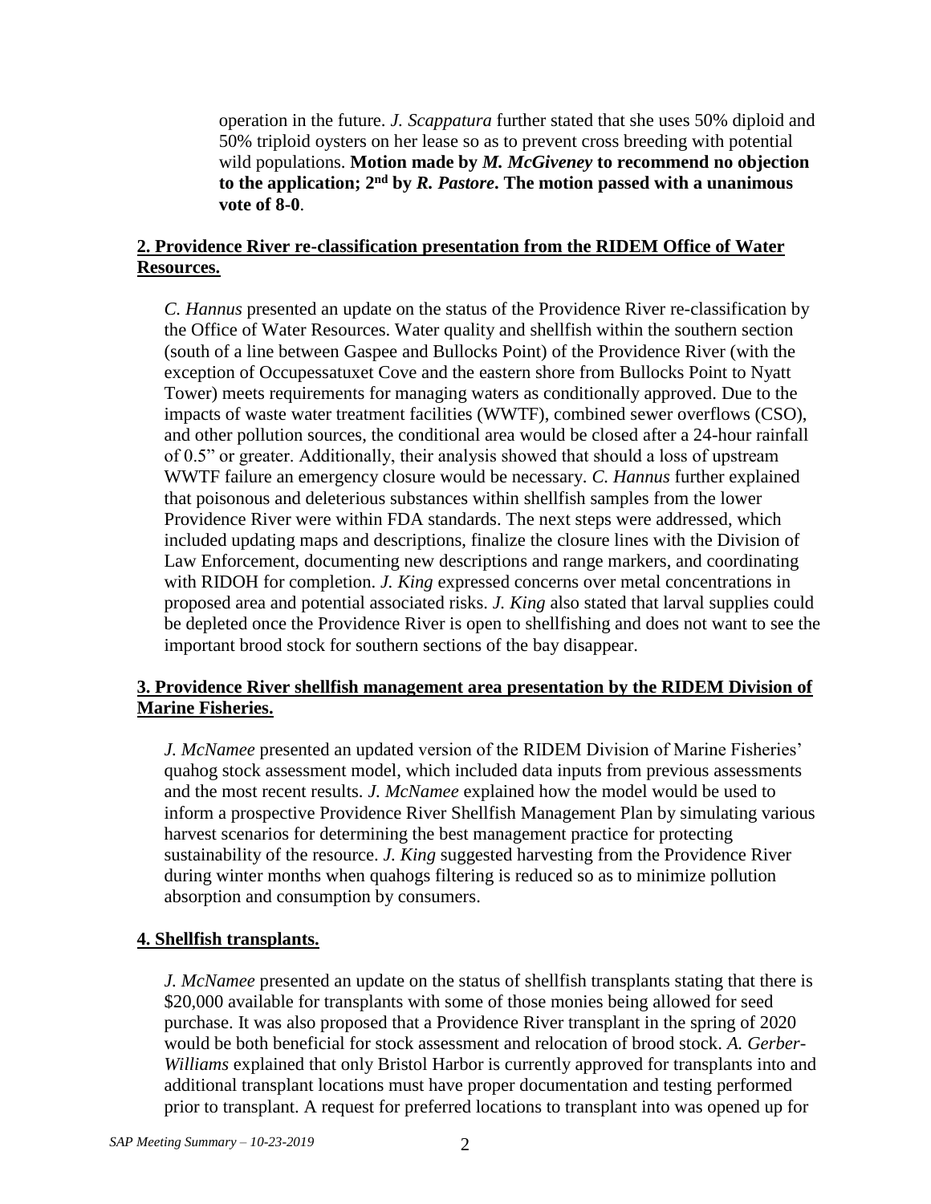operation in the future. *J. Scappatura* further stated that she uses 50% diploid and 50% triploid oysters on her lease so as to prevent cross breeding with potential wild populations. **Motion made by *M. McGiveney* to recommend no objection to the application; 2nd by *R. Pastore*. The motion passed with a unanimous vote of 8-0**.

**2. Providence River re-classification presentation from the RIDEM Office of Water Resources.**

*C. Hannus* presented an update on the status of the Providence River re-classification by the Office of Water Resources. Water quality and shellfish within the southern section (south of a line between Gaspee and Bullocks Point) of the Providence River (with the exception of Occupessatuxet Cove and the eastern shore from Bullocks Point to Nyatt Tower) meets requirements for managing waters as conditionally approved. Due to the impacts of waste water treatment facilities (WWTF), combined sewer overflows (CSO), and other pollution sources, the conditional area would be closed after a 24-hour rainfall of 0.5" or greater. Additionally, their analysis showed that should a loss of upstream WWTF failure an emergency closure would be necessary. *C. Hannus* further explained that poisonous and deleterious substances within shellfish samples from the lower Providence River were within FDA standards. The next steps were addressed, which included updating maps and descriptions, finalize the closure lines with the Division of Law Enforcement, documenting new descriptions and range markers, and coordinating with RIDOH for completion. *J. King* expressed concerns over metal concentrations in proposed area and potential associated risks. *J. King* also stated that larval supplies could be depleted once the Providence River is open to shellfishing and does not want to see the important brood stock for southern sections of the bay disappear.

**3. Providence River shellfish management area presentation by the RIDEM Division of Marine Fisheries.**

*J. McNamee* presented an updated version of the RIDEM Division of Marine Fisheries' quahog stock assessment model, which included data inputs from previous assessments and the most recent results. *J. McNamee* explained how the model would be used to inform a prospective Providence River Shellfish Management Plan by simulating various harvest scenarios for determining the best management practice for protecting sustainability of the resource. *J. King* suggested harvesting from the Providence River during winter months when quahogs filtering is reduced so as to minimize pollution absorption and consumption by consumers.

**4. Shellfish transplants.**

*J. McNamee* presented an update on the status of shellfish transplants stating that there is $20,000 available for transplants with some of those monies being allowed for seed purchase. It was also proposed that a Providence River transplant in the spring of 2020 would be both beneficial for stock assessment and relocation of brood stock. *A. Gerber-Williams* explained that only Bristol Harbor is currently approved for transplants into and additional transplant locations must have proper documentation and testing performed prior to transplant. A request for preferred locations to transplant into was opened up for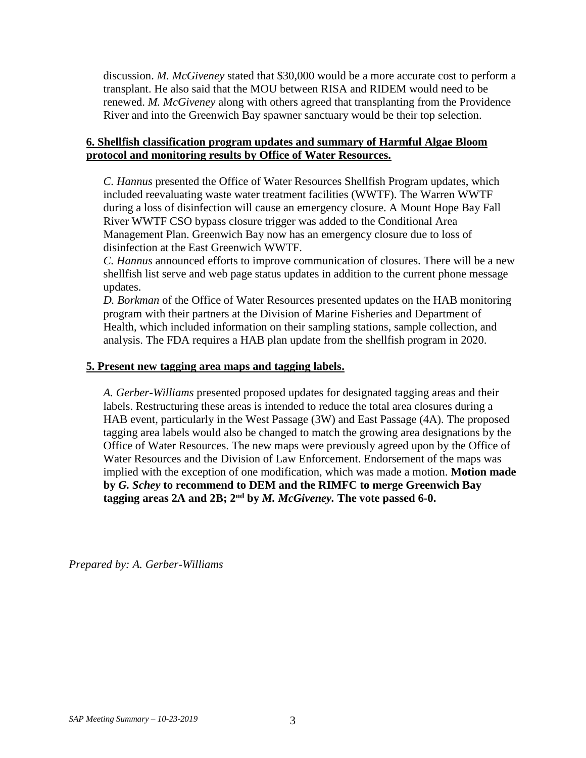discussion. *M. McGiveney* stated that $30,000 would be a more accurate cost to perform a transplant. He also said that the MOU between RISA and RIDEM would need to be renewed. *M. McGiveney* along with others agreed that transplanting from the Providence River and into the Greenwich Bay spawner sanctuary would be their top selection.

**6. Shellfish classification program updates and summary of Harmful Algae Bloom protocol and monitoring results by Office of Water Resources.**

*C. Hannus* presented the Office of Water Resources Shellfish Program updates, which included reevaluating waste water treatment facilities (WWTF). The Warren WWTF during a loss of disinfection will cause an emergency closure. A Mount Hope Bay Fall River WWTF CSO bypass closure trigger was added to the Conditional Area Management Plan. Greenwich Bay now has an emergency closure due to loss of disinfection at the East Greenwich WWTF.
*C. Hannus* announced efforts to improve communication of closures. There will be a new shellfish list serve and web page status updates in addition to the current phone message updates.
*D. Borkman* of the Office of Water Resources presented updates on the HAB monitoring program with their partners at the Division of Marine Fisheries and Department of Health, which included information on their sampling stations, sample collection, and analysis. The FDA requires a HAB plan update from the shellfish program in 2020.

**5. Present new tagging area maps and tagging labels.**

*A. Gerber-Williams* presented proposed updates for designated tagging areas and their labels. Restructuring these areas is intended to reduce the total area closures during a HAB event, particularly in the West Passage (3W) and East Passage (4A). The proposed tagging area labels would also be changed to match the growing area designations by the Office of Water Resources. The new maps were previously agreed upon by the Office of Water Resources and the Division of Law Enforcement. Endorsement of the maps was implied with the exception of one modification, which was made a motion. **Motion made by *G. Schey* to recommend to DEM and the RIMFC to merge Greenwich Bay tagging areas 2A and 2B; 2nd by *M. McGiveney.* The vote passed 6-0.**

*Prepared by: A. Gerber-Williams*